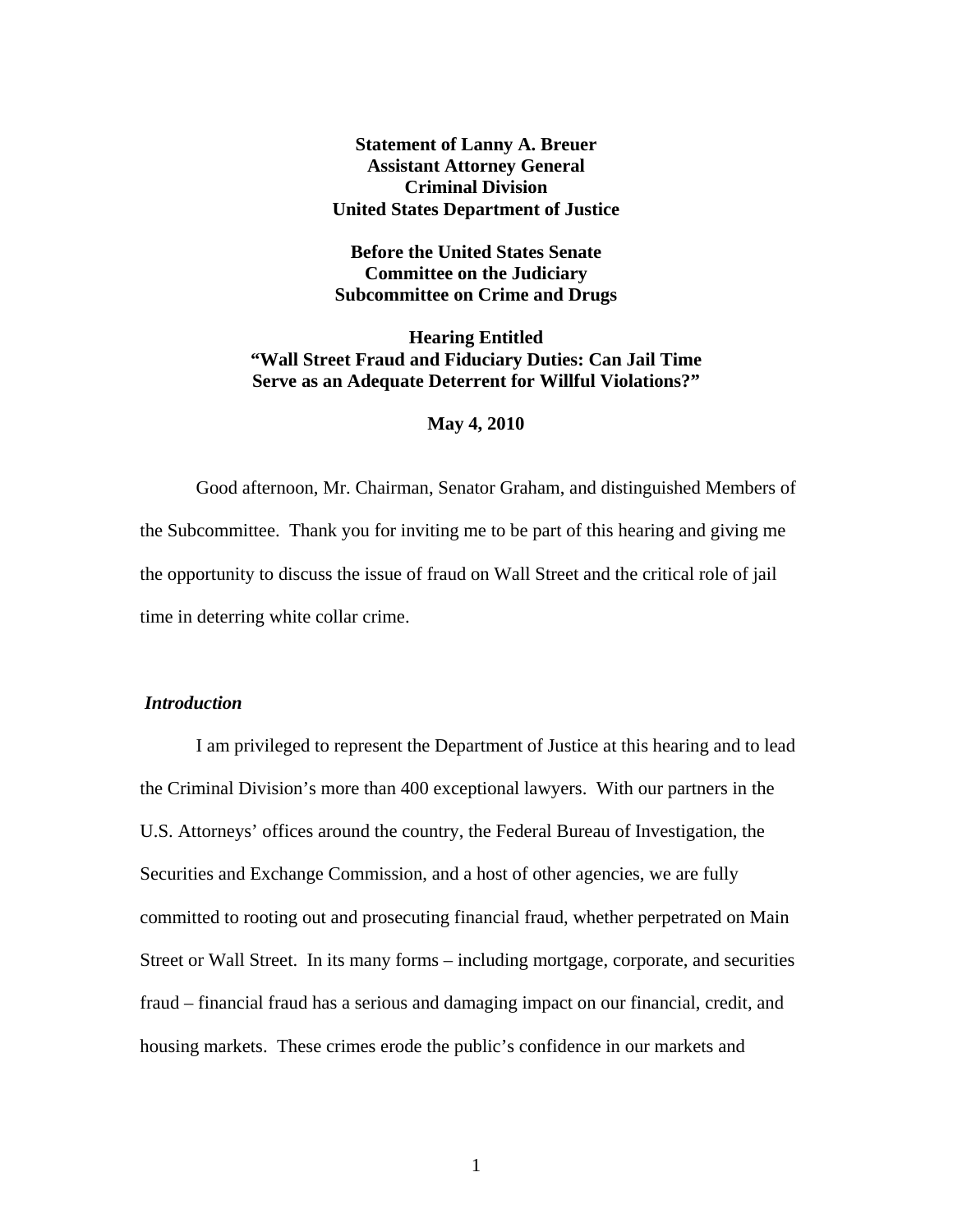**Statement of Lanny A. Breuer**
**Assistant Attorney General**
**Criminal Division**
**United States Department of Justice**

**Before the United States Senate**
**Committee on the Judiciary**
**Subcommittee on Crime and Drugs**

**Hearing Entitled**
**"Wall Street Fraud and Fiduciary Duties: Can Jail Time Serve as an Adequate Deterrent for Willful Violations?"**

**May 4, 2010**

Good afternoon, Mr. Chairman, Senator Graham, and distinguished Members of the Subcommittee. Thank you for inviting me to be part of this hearing and giving me the opportunity to discuss the issue of fraud on Wall Street and the critical role of jail time in deterring white collar crime.

### *Introduction*

I am privileged to represent the Department of Justice at this hearing and to lead the Criminal Division's more than 400 exceptional lawyers. With our partners in the U.S. Attorneys' offices around the country, the Federal Bureau of Investigation, the Securities and Exchange Commission, and a host of other agencies, we are fully committed to rooting out and prosecuting financial fraud, whether perpetrated on Main Street or Wall Street. In its many forms – including mortgage, corporate, and securities fraud – financial fraud has a serious and damaging impact on our financial, credit, and housing markets. These crimes erode the public's confidence in our markets and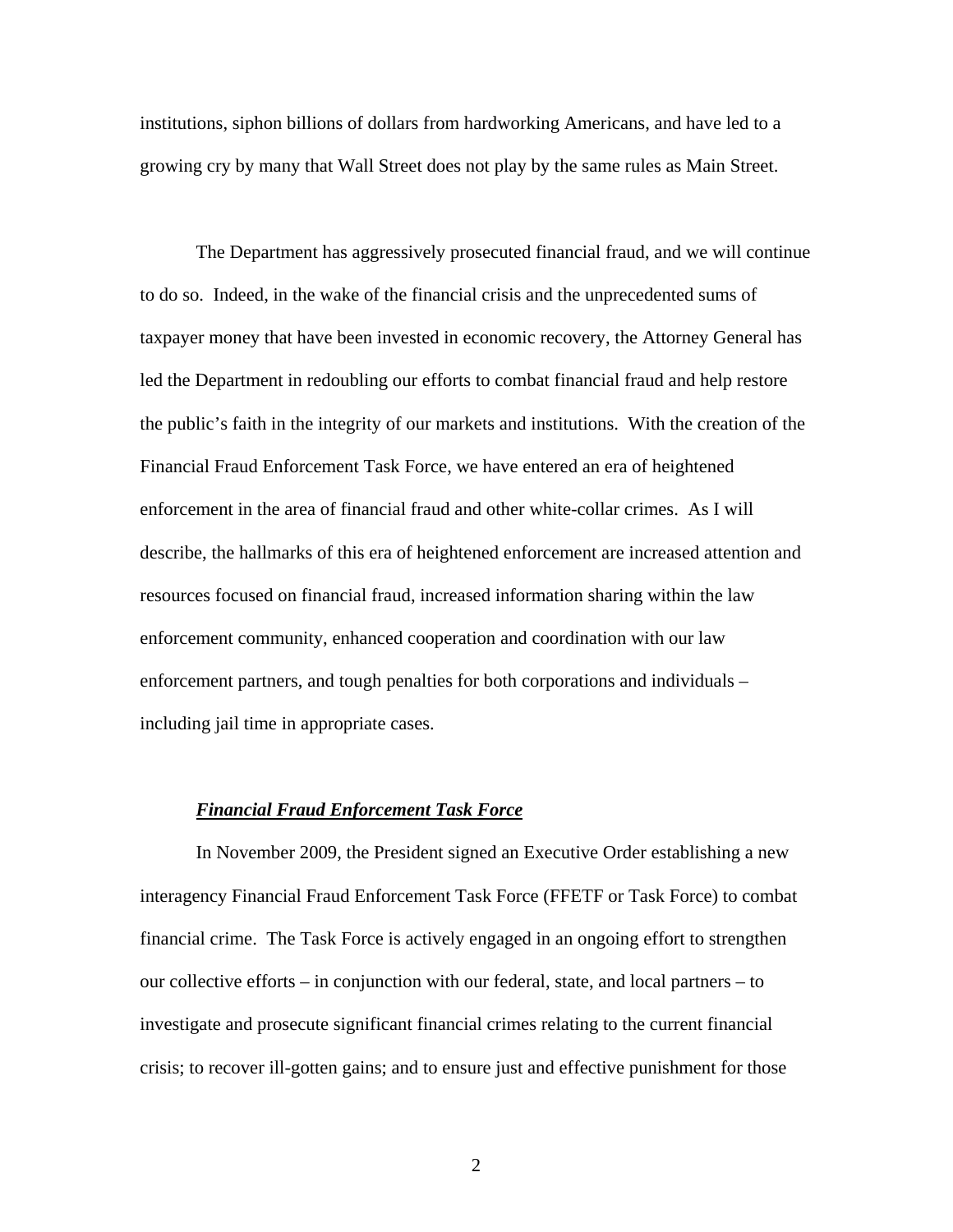institutions, siphon billions of dollars from hardworking Americans, and have led to a growing cry by many that Wall Street does not play by the same rules as Main Street.

The Department has aggressively prosecuted financial fraud, and we will continue to do so. Indeed, in the wake of the financial crisis and the unprecedented sums of taxpayer money that have been invested in economic recovery, the Attorney General has led the Department in redoubling our efforts to combat financial fraud and help restore the public's faith in the integrity of our markets and institutions. With the creation of the Financial Fraud Enforcement Task Force, we have entered an era of heightened enforcement in the area of financial fraud and other white-collar crimes. As I will describe, the hallmarks of this era of heightened enforcement are increased attention and resources focused on financial fraud, increased information sharing within the law enforcement community, enhanced cooperation and coordination with our law enforcement partners, and tough penalties for both corporations and individuals – including jail time in appropriate cases.

***Financial Fraud Enforcement Task Force***

In November 2009, the President signed an Executive Order establishing a new interagency Financial Fraud Enforcement Task Force (FFETF or Task Force) to combat financial crime. The Task Force is actively engaged in an ongoing effort to strengthen our collective efforts – in conjunction with our federal, state, and local partners – to investigate and prosecute significant financial crimes relating to the current financial crisis; to recover ill-gotten gains; and to ensure just and effective punishment for those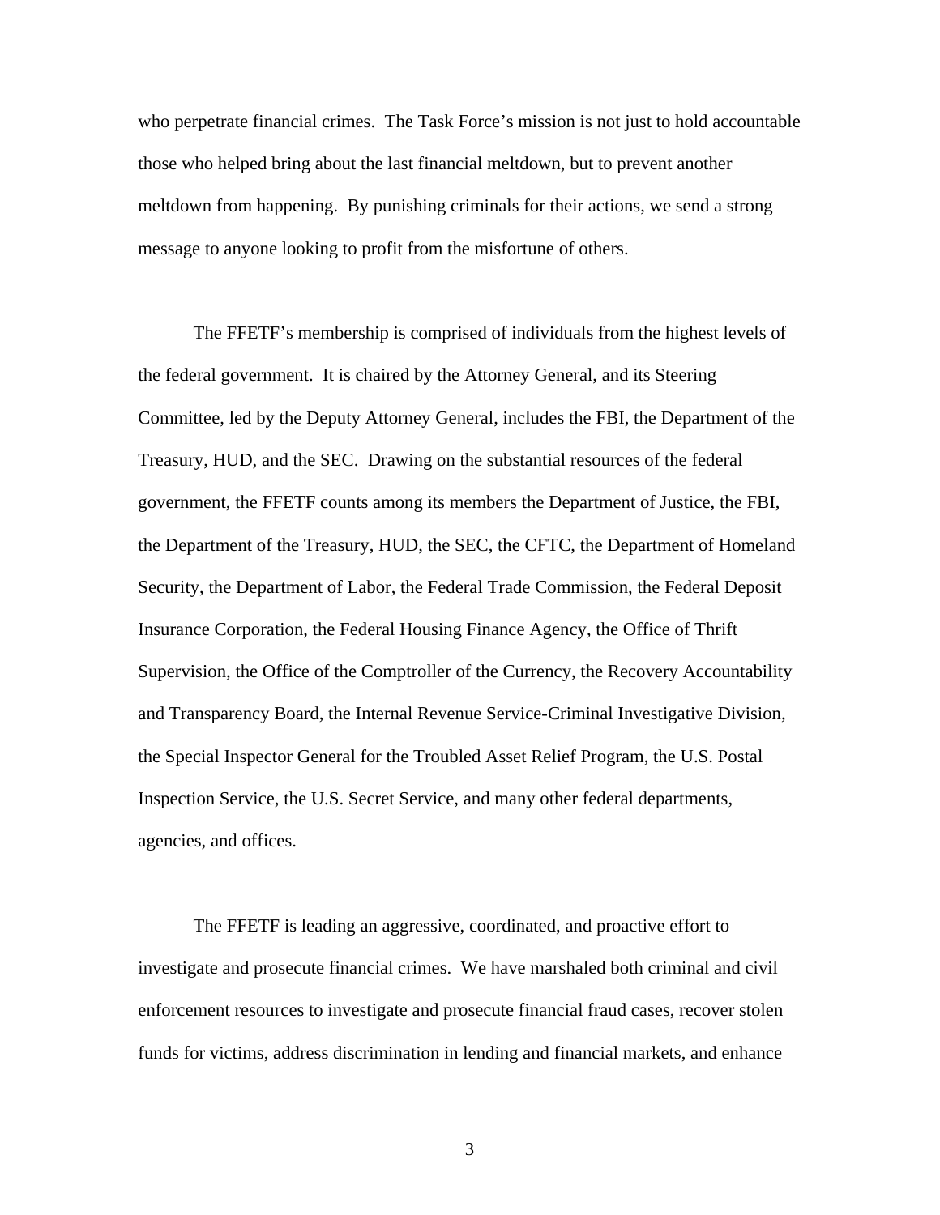who perpetrate financial crimes. The Task Force's mission is not just to hold accountable those who helped bring about the last financial meltdown, but to prevent another meltdown from happening. By punishing criminals for their actions, we send a strong message to anyone looking to profit from the misfortune of others.

The FFETF's membership is comprised of individuals from the highest levels of the federal government. It is chaired by the Attorney General, and its Steering Committee, led by the Deputy Attorney General, includes the FBI, the Department of the Treasury, HUD, and the SEC. Drawing on the substantial resources of the federal government, the FFETF counts among its members the Department of Justice, the FBI, the Department of the Treasury, HUD, the SEC, the CFTC, the Department of Homeland Security, the Department of Labor, the Federal Trade Commission, the Federal Deposit Insurance Corporation, the Federal Housing Finance Agency, the Office of Thrift Supervision, the Office of the Comptroller of the Currency, the Recovery Accountability and Transparency Board, the Internal Revenue Service-Criminal Investigative Division, the Special Inspector General for the Troubled Asset Relief Program, the U.S. Postal Inspection Service, the U.S. Secret Service, and many other federal departments, agencies, and offices.

The FFETF is leading an aggressive, coordinated, and proactive effort to investigate and prosecute financial crimes. We have marshaled both criminal and civil enforcement resources to investigate and prosecute financial fraud cases, recover stolen funds for victims, address discrimination in lending and financial markets, and enhance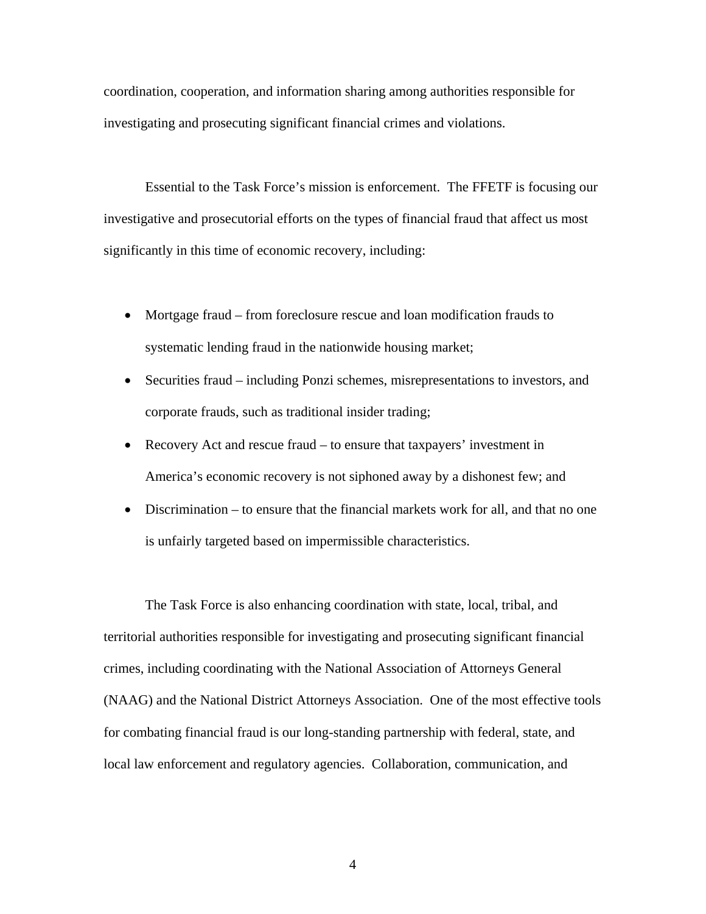coordination, cooperation, and information sharing among authorities responsible for investigating and prosecuting significant financial crimes and violations.

Essential to the Task Force's mission is enforcement. The FFETF is focusing our investigative and prosecutorial efforts on the types of financial fraud that affect us most significantly in this time of economic recovery, including:

- Mortgage fraud – from foreclosure rescue and loan modification frauds to systematic lending fraud in the nationwide housing market;
- Securities fraud – including Ponzi schemes, misrepresentations to investors, and corporate frauds, such as traditional insider trading;
- Recovery Act and rescue fraud – to ensure that taxpayers' investment in America's economic recovery is not siphoned away by a dishonest few; and
- Discrimination – to ensure that the financial markets work for all, and that no one is unfairly targeted based on impermissible characteristics.

The Task Force is also enhancing coordination with state, local, tribal, and territorial authorities responsible for investigating and prosecuting significant financial crimes, including coordinating with the National Association of Attorneys General (NAAG) and the National District Attorneys Association. One of the most effective tools for combating financial fraud is our long-standing partnership with federal, state, and local law enforcement and regulatory agencies. Collaboration, communication, and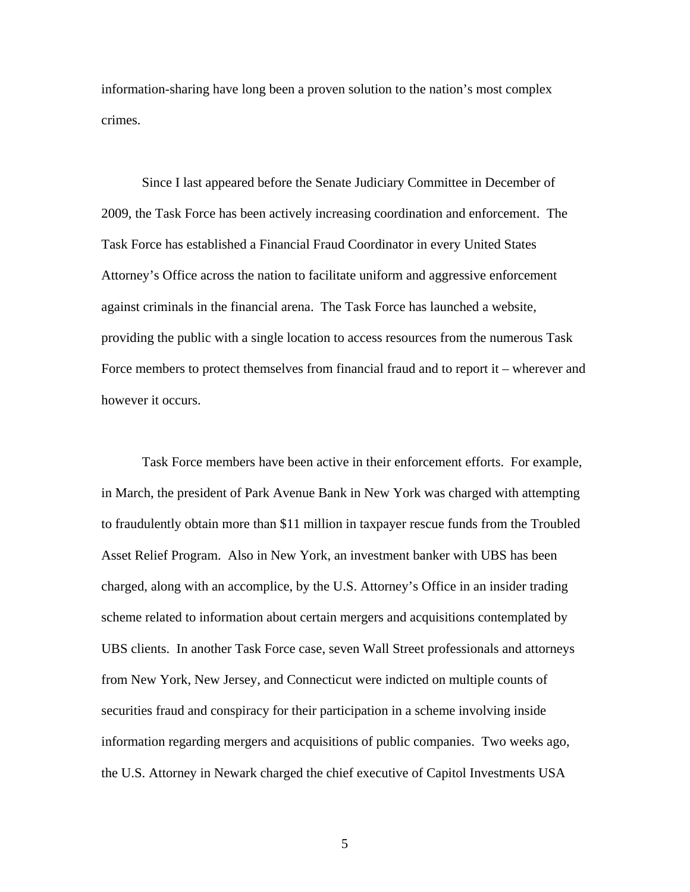information-sharing have long been a proven solution to the nation's most complex crimes.

Since I last appeared before the Senate Judiciary Committee in December of 2009, the Task Force has been actively increasing coordination and enforcement. The Task Force has established a Financial Fraud Coordinator in every United States Attorney's Office across the nation to facilitate uniform and aggressive enforcement against criminals in the financial arena. The Task Force has launched a website, providing the public with a single location to access resources from the numerous Task Force members to protect themselves from financial fraud and to report it – wherever and however it occurs.

Task Force members have been active in their enforcement efforts. For example, in March, the president of Park Avenue Bank in New York was charged with attempting to fraudulently obtain more than $11 million in taxpayer rescue funds from the Troubled Asset Relief Program. Also in New York, an investment banker with UBS has been charged, along with an accomplice, by the U.S. Attorney's Office in an insider trading scheme related to information about certain mergers and acquisitions contemplated by UBS clients. In another Task Force case, seven Wall Street professionals and attorneys from New York, New Jersey, and Connecticut were indicted on multiple counts of securities fraud and conspiracy for their participation in a scheme involving inside information regarding mergers and acquisitions of public companies. Two weeks ago, the U.S. Attorney in Newark charged the chief executive of Capitol Investments USA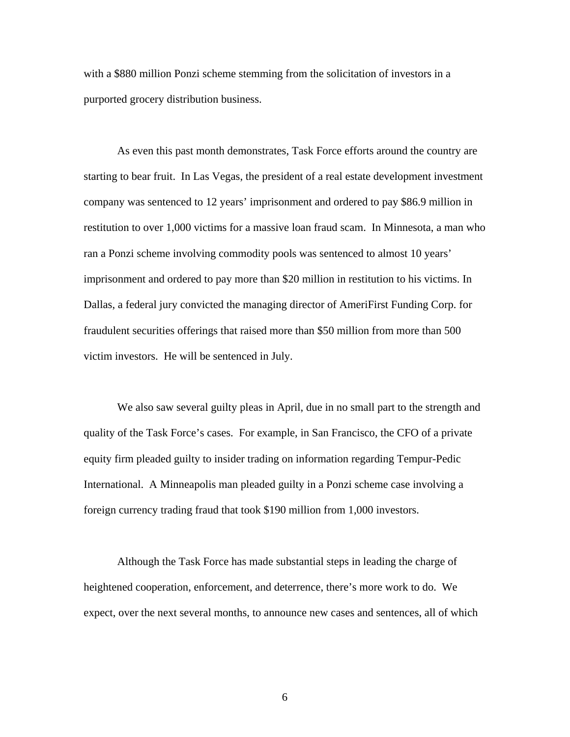with a $880 million Ponzi scheme stemming from the solicitation of investors in a purported grocery distribution business.

As even this past month demonstrates, Task Force efforts around the country are starting to bear fruit. In Las Vegas, the president of a real estate development investment company was sentenced to 12 years' imprisonment and ordered to pay $86.9 million in restitution to over 1,000 victims for a massive loan fraud scam. In Minnesota, a man who ran a Ponzi scheme involving commodity pools was sentenced to almost 10 years' imprisonment and ordered to pay more than $20 million in restitution to his victims. In Dallas, a federal jury convicted the managing director of AmeriFirst Funding Corp. for fraudulent securities offerings that raised more than $50 million from more than 500 victim investors. He will be sentenced in July.

We also saw several guilty pleas in April, due in no small part to the strength and quality of the Task Force's cases. For example, in San Francisco, the CFO of a private equity firm pleaded guilty to insider trading on information regarding Tempur-Pedic International. A Minneapolis man pleaded guilty in a Ponzi scheme case involving a foreign currency trading fraud that took $190 million from 1,000 investors.

Although the Task Force has made substantial steps in leading the charge of heightened cooperation, enforcement, and deterrence, there's more work to do. We expect, over the next several months, to announce new cases and sentences, all of which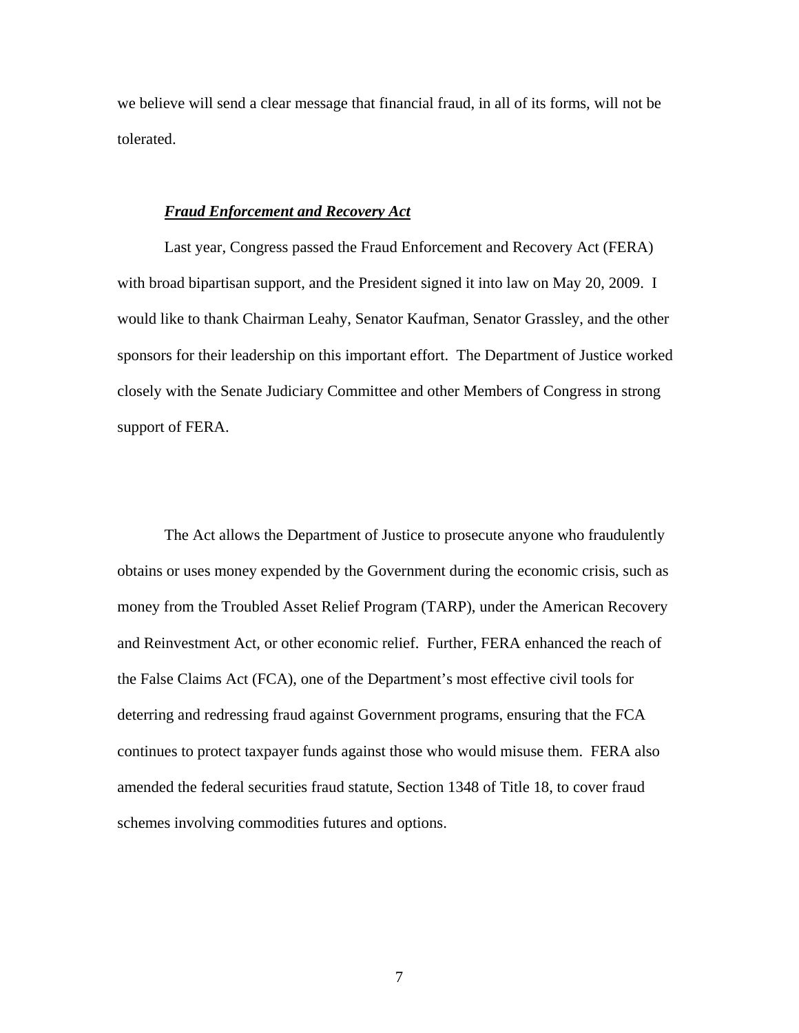we believe will send a clear message that financial fraud, in all of its forms, will not be tolerated.

***Fraud Enforcement and Recovery Act***

Last year, Congress passed the Fraud Enforcement and Recovery Act (FERA) with broad bipartisan support, and the President signed it into law on May 20, 2009. I would like to thank Chairman Leahy, Senator Kaufman, Senator Grassley, and the other sponsors for their leadership on this important effort. The Department of Justice worked closely with the Senate Judiciary Committee and other Members of Congress in strong support of FERA.

The Act allows the Department of Justice to prosecute anyone who fraudulently obtains or uses money expended by the Government during the economic crisis, such as money from the Troubled Asset Relief Program (TARP), under the American Recovery and Reinvestment Act, or other economic relief. Further, FERA enhanced the reach of the False Claims Act (FCA), one of the Department's most effective civil tools for deterring and redressing fraud against Government programs, ensuring that the FCA continues to protect taxpayer funds against those who would misuse them. FERA also amended the federal securities fraud statute, Section 1348 of Title 18, to cover fraud schemes involving commodities futures and options.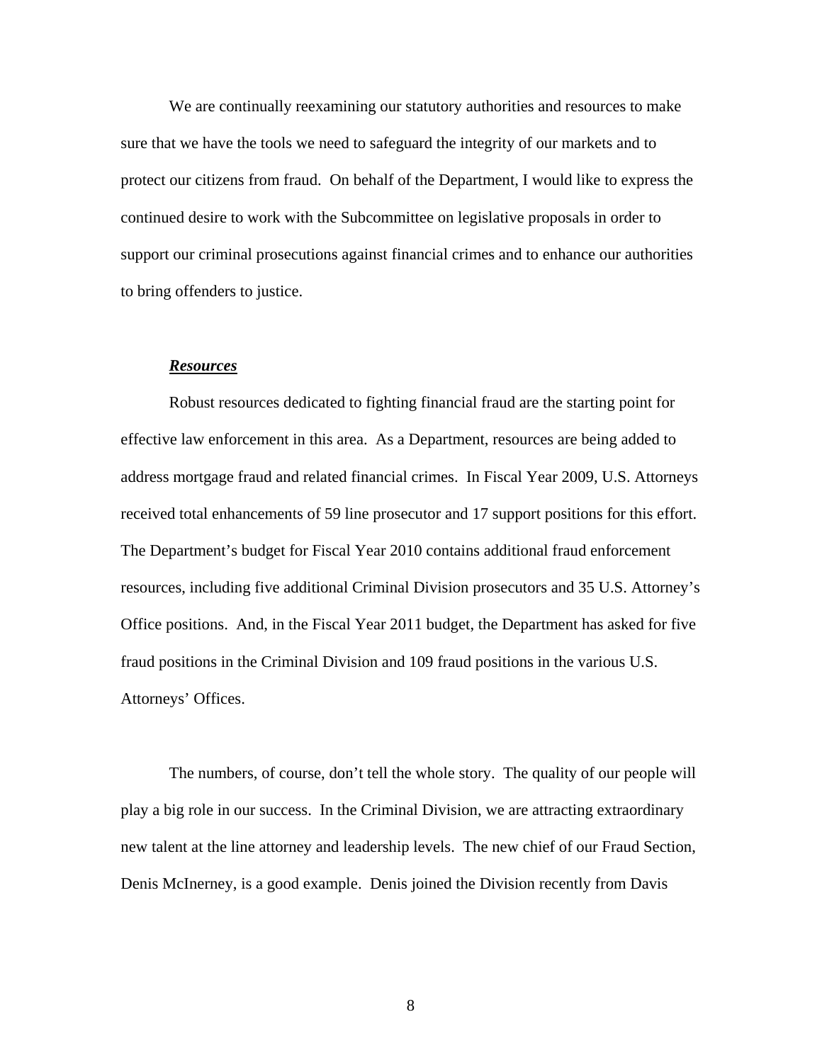We are continually reexamining our statutory authorities and resources to make sure that we have the tools we need to safeguard the integrity of our markets and to protect our citizens from fraud. On behalf of the Department, I would like to express the continued desire to work with the Subcommittee on legislative proposals in order to support our criminal prosecutions against financial crimes and to enhance our authorities to bring offenders to justice.

***Resources***

Robust resources dedicated to fighting financial fraud are the starting point for effective law enforcement in this area. As a Department, resources are being added to address mortgage fraud and related financial crimes. In Fiscal Year 2009, U.S. Attorneys received total enhancements of 59 line prosecutor and 17 support positions for this effort. The Department's budget for Fiscal Year 2010 contains additional fraud enforcement resources, including five additional Criminal Division prosecutors and 35 U.S. Attorney's Office positions. And, in the Fiscal Year 2011 budget, the Department has asked for five fraud positions in the Criminal Division and 109 fraud positions in the various U.S. Attorneys' Offices.

The numbers, of course, don't tell the whole story. The quality of our people will play a big role in our success. In the Criminal Division, we are attracting extraordinary new talent at the line attorney and leadership levels. The new chief of our Fraud Section, Denis McInerney, is a good example. Denis joined the Division recently from Davis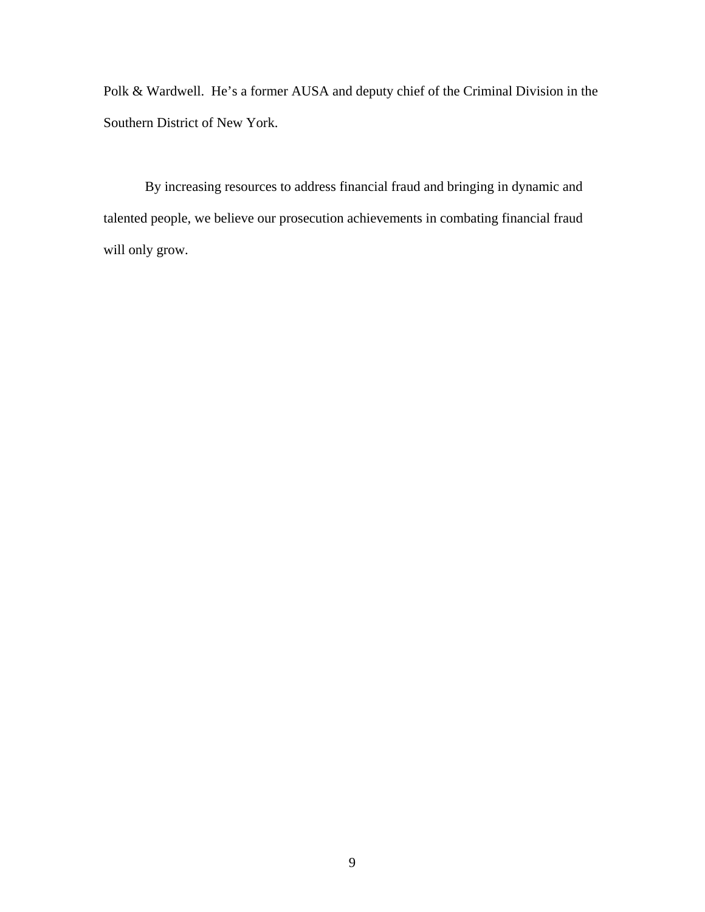Polk & Wardwell. He's a former AUSA and deputy chief of the Criminal Division in the Southern District of New York.

By increasing resources to address financial fraud and bringing in dynamic and talented people, we believe our prosecution achievements in combating financial fraud will only grow.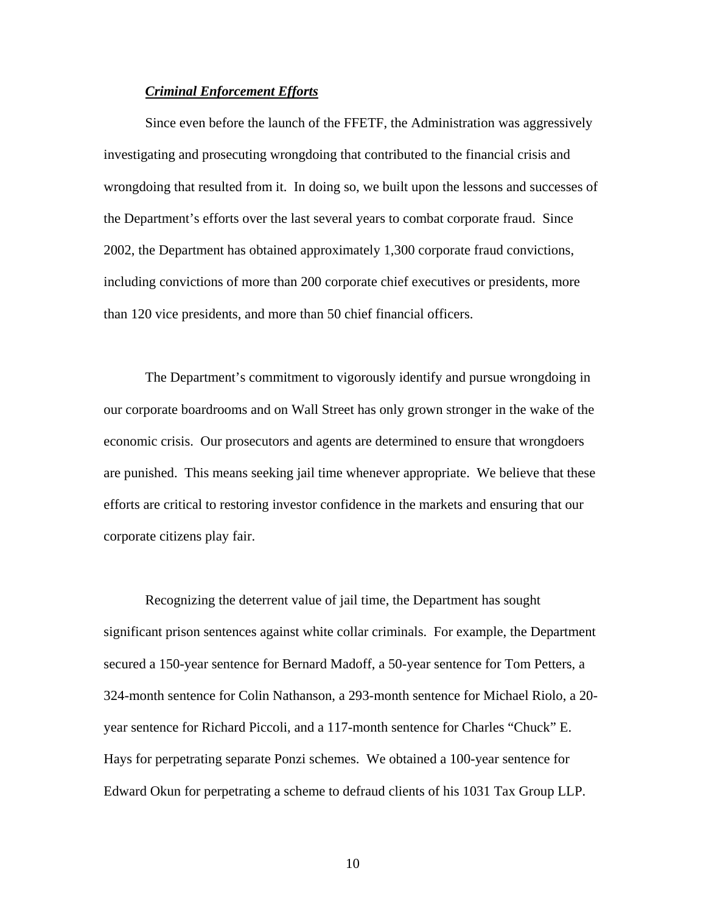***Criminal Enforcement Efforts***

Since even before the launch of the FFETF, the Administration was aggressively investigating and prosecuting wrongdoing that contributed to the financial crisis and wrongdoing that resulted from it. In doing so, we built upon the lessons and successes of the Department's efforts over the last several years to combat corporate fraud. Since 2002, the Department has obtained approximately 1,300 corporate fraud convictions, including convictions of more than 200 corporate chief executives or presidents, more than 120 vice presidents, and more than 50 chief financial officers.

The Department's commitment to vigorously identify and pursue wrongdoing in our corporate boardrooms and on Wall Street has only grown stronger in the wake of the economic crisis. Our prosecutors and agents are determined to ensure that wrongdoers are punished. This means seeking jail time whenever appropriate. We believe that these efforts are critical to restoring investor confidence in the markets and ensuring that our corporate citizens play fair.

Recognizing the deterrent value of jail time, the Department has sought significant prison sentences against white collar criminals. For example, the Department secured a 150-year sentence for Bernard Madoff, a 50-year sentence for Tom Petters, a 324-month sentence for Colin Nathanson, a 293-month sentence for Michael Riolo, a 20-year sentence for Richard Piccoli, and a 117-month sentence for Charles "Chuck" E. Hays for perpetrating separate Ponzi schemes. We obtained a 100-year sentence for Edward Okun for perpetrating a scheme to defraud clients of his 1031 Tax Group LLP.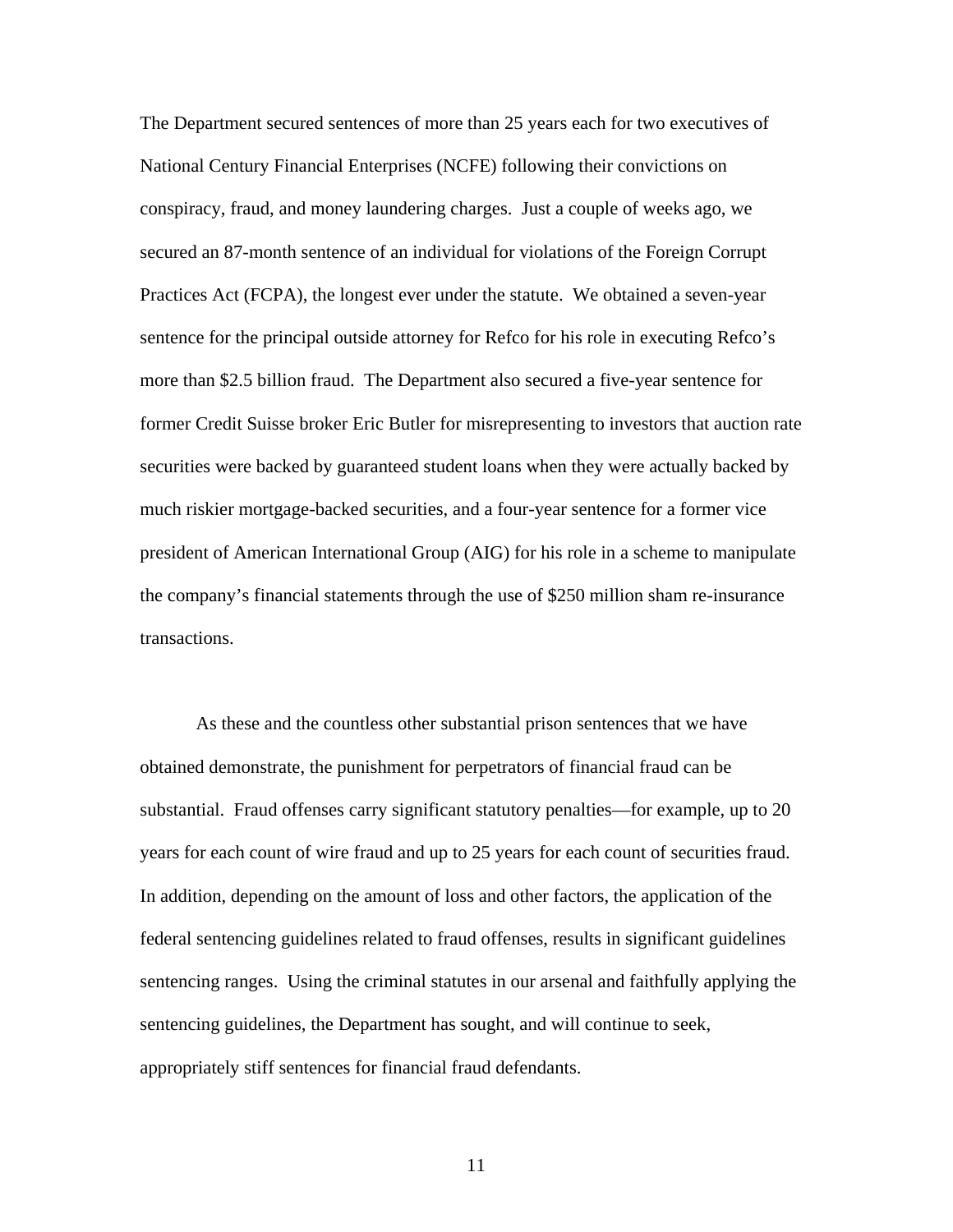The Department secured sentences of more than 25 years each for two executives of National Century Financial Enterprises (NCFE) following their convictions on conspiracy, fraud, and money laundering charges. Just a couple of weeks ago, we secured an 87-month sentence of an individual for violations of the Foreign Corrupt Practices Act (FCPA), the longest ever under the statute. We obtained a seven-year sentence for the principal outside attorney for Refco for his role in executing Refco's more than $2.5 billion fraud. The Department also secured a five-year sentence for former Credit Suisse broker Eric Butler for misrepresenting to investors that auction rate securities were backed by guaranteed student loans when they were actually backed by much riskier mortgage-backed securities, and a four-year sentence for a former vice president of American International Group (AIG) for his role in a scheme to manipulate the company's financial statements through the use of $250 million sham re-insurance transactions.

As these and the countless other substantial prison sentences that we have obtained demonstrate, the punishment for perpetrators of financial fraud can be substantial. Fraud offenses carry significant statutory penalties—for example, up to 20 years for each count of wire fraud and up to 25 years for each count of securities fraud. In addition, depending on the amount of loss and other factors, the application of the federal sentencing guidelines related to fraud offenses, results in significant guidelines sentencing ranges. Using the criminal statutes in our arsenal and faithfully applying the sentencing guidelines, the Department has sought, and will continue to seek, appropriately stiff sentences for financial fraud defendants.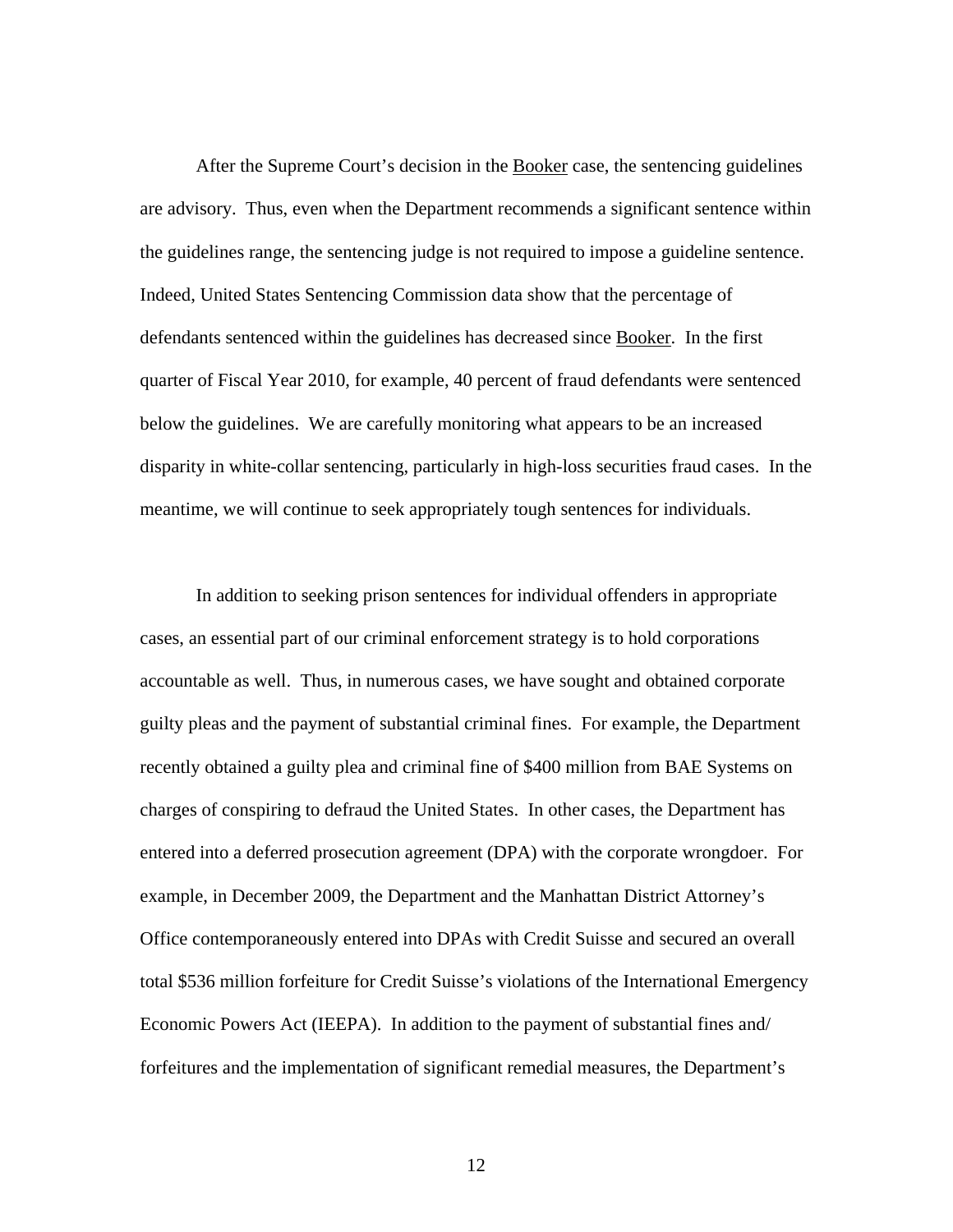After the Supreme Court's decision in the Booker case, the sentencing guidelines are advisory. Thus, even when the Department recommends a significant sentence within the guidelines range, the sentencing judge is not required to impose a guideline sentence. Indeed, United States Sentencing Commission data show that the percentage of defendants sentenced within the guidelines has decreased since Booker. In the first quarter of Fiscal Year 2010, for example, 40 percent of fraud defendants were sentenced below the guidelines. We are carefully monitoring what appears to be an increased disparity in white-collar sentencing, particularly in high-loss securities fraud cases. In the meantime, we will continue to seek appropriately tough sentences for individuals.

In addition to seeking prison sentences for individual offenders in appropriate cases, an essential part of our criminal enforcement strategy is to hold corporations accountable as well. Thus, in numerous cases, we have sought and obtained corporate guilty pleas and the payment of substantial criminal fines. For example, the Department recently obtained a guilty plea and criminal fine of $400 million from BAE Systems on charges of conspiring to defraud the United States. In other cases, the Department has entered into a deferred prosecution agreement (DPA) with the corporate wrongdoer. For example, in December 2009, the Department and the Manhattan District Attorney's Office contemporaneously entered into DPAs with Credit Suisse and secured an overall total $536 million forfeiture for Credit Suisse's violations of the International Emergency Economic Powers Act (IEEPA). In addition to the payment of substantial fines and/forfeitures and the implementation of significant remedial measures, the Department's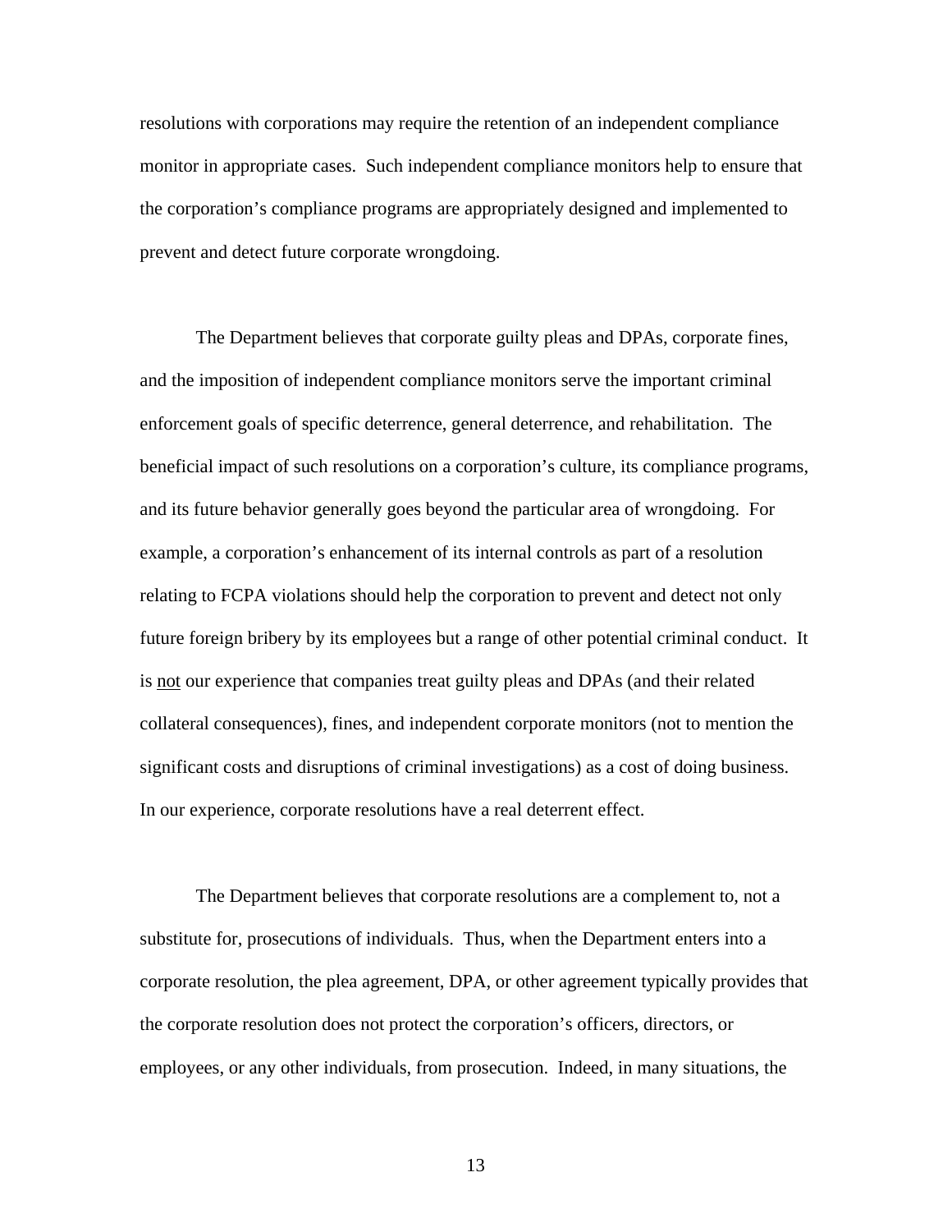resolutions with corporations may require the retention of an independent compliance monitor in appropriate cases. Such independent compliance monitors help to ensure that the corporation's compliance programs are appropriately designed and implemented to prevent and detect future corporate wrongdoing.

The Department believes that corporate guilty pleas and DPAs, corporate fines, and the imposition of independent compliance monitors serve the important criminal enforcement goals of specific deterrence, general deterrence, and rehabilitation. The beneficial impact of such resolutions on a corporation's culture, its compliance programs, and its future behavior generally goes beyond the particular area of wrongdoing. For example, a corporation's enhancement of its internal controls as part of a resolution relating to FCPA violations should help the corporation to prevent and detect not only future foreign bribery by its employees but a range of other potential criminal conduct. It is <u>not</u> our experience that companies treat guilty pleas and DPAs (and their related collateral consequences), fines, and independent corporate monitors (not to mention the significant costs and disruptions of criminal investigations) as a cost of doing business. In our experience, corporate resolutions have a real deterrent effect.

The Department believes that corporate resolutions are a complement to, not a substitute for, prosecutions of individuals. Thus, when the Department enters into a corporate resolution, the plea agreement, DPA, or other agreement typically provides that the corporate resolution does not protect the corporation's officers, directors, or employees, or any other individuals, from prosecution. Indeed, in many situations, the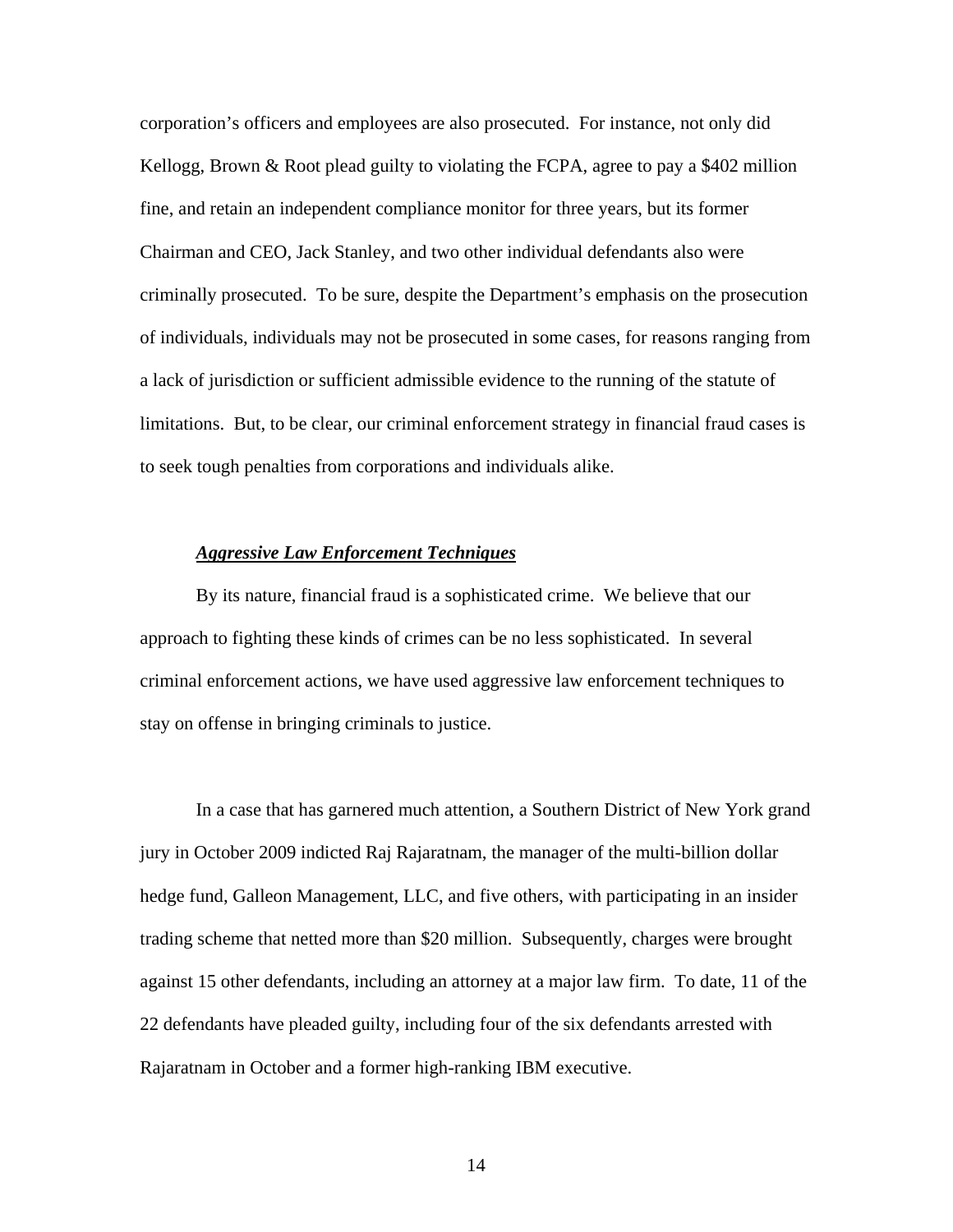corporation's officers and employees are also prosecuted. For instance, not only did Kellogg, Brown & Root plead guilty to violating the FCPA, agree to pay a $402 million fine, and retain an independent compliance monitor for three years, but its former Chairman and CEO, Jack Stanley, and two other individual defendants also were criminally prosecuted. To be sure, despite the Department's emphasis on the prosecution of individuals, individuals may not be prosecuted in some cases, for reasons ranging from a lack of jurisdiction or sufficient admissible evidence to the running of the statute of limitations. But, to be clear, our criminal enforcement strategy in financial fraud cases is to seek tough penalties from corporations and individuals alike.

***Aggressive Law Enforcement Techniques***

By its nature, financial fraud is a sophisticated crime. We believe that our approach to fighting these kinds of crimes can be no less sophisticated. In several criminal enforcement actions, we have used aggressive law enforcement techniques to stay on offense in bringing criminals to justice.

In a case that has garnered much attention, a Southern District of New York grand jury in October 2009 indicted Raj Rajaratnam, the manager of the multi-billion dollar hedge fund, Galleon Management, LLC, and five others, with participating in an insider trading scheme that netted more than $20 million. Subsequently, charges were brought against 15 other defendants, including an attorney at a major law firm. To date, 11 of the 22 defendants have pleaded guilty, including four of the six defendants arrested with Rajaratnam in October and a former high-ranking IBM executive.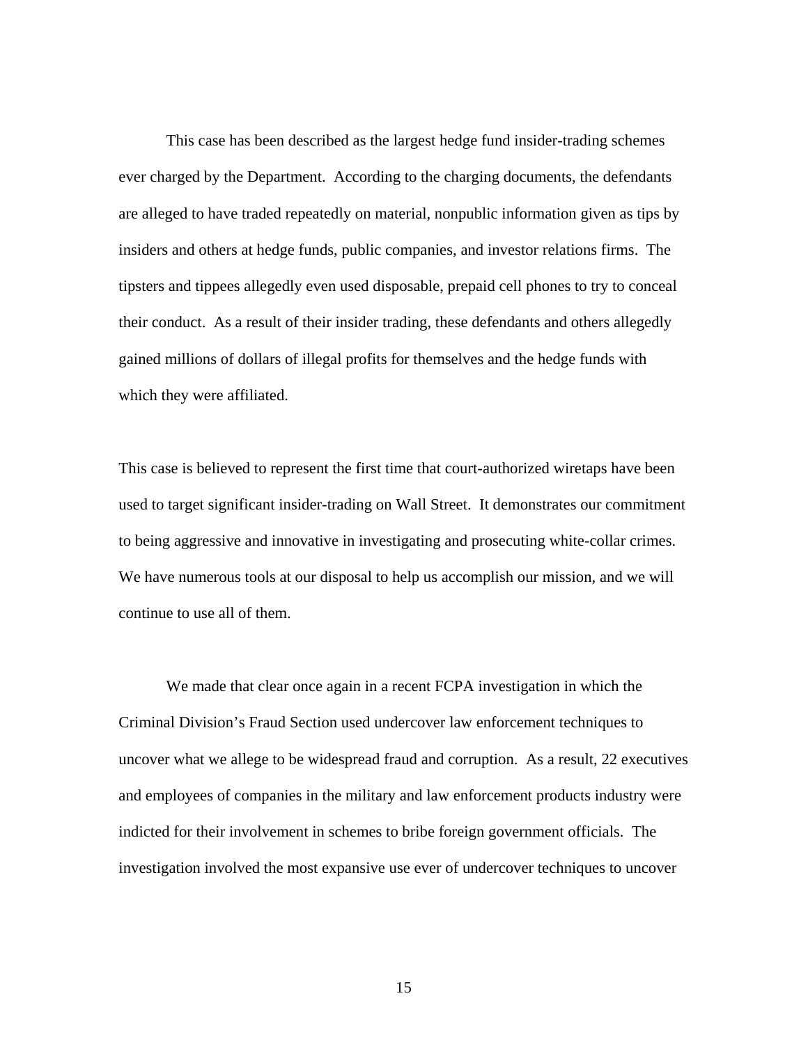This case has been described as the largest hedge fund insider-trading schemes ever charged by the Department. According to the charging documents, the defendants are alleged to have traded repeatedly on material, nonpublic information given as tips by insiders and others at hedge funds, public companies, and investor relations firms. The tipsters and tippees allegedly even used disposable, prepaid cell phones to try to conceal their conduct. As a result of their insider trading, these defendants and others allegedly gained millions of dollars of illegal profits for themselves and the hedge funds with which they were affiliated.

This case is believed to represent the first time that court-authorized wiretaps have been used to target significant insider-trading on Wall Street. It demonstrates our commitment to being aggressive and innovative in investigating and prosecuting white-collar crimes. We have numerous tools at our disposal to help us accomplish our mission, and we will continue to use all of them.

We made that clear once again in a recent FCPA investigation in which the Criminal Division's Fraud Section used undercover law enforcement techniques to uncover what we allege to be widespread fraud and corruption. As a result, 22 executives and employees of companies in the military and law enforcement products industry were indicted for their involvement in schemes to bribe foreign government officials. The investigation involved the most expansive use ever of undercover techniques to uncover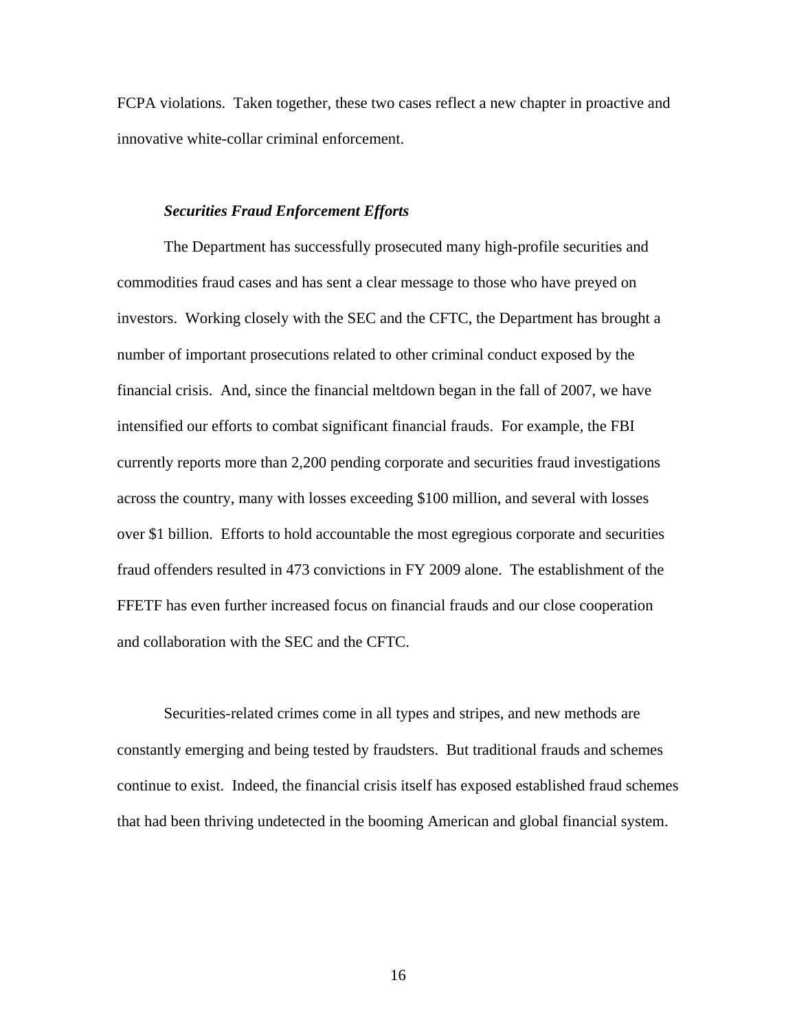FCPA violations. Taken together, these two cases reflect a new chapter in proactive and innovative white-collar criminal enforcement.

***Securities Fraud Enforcement Efforts***

The Department has successfully prosecuted many high-profile securities and commodities fraud cases and has sent a clear message to those who have preyed on investors. Working closely with the SEC and the CFTC, the Department has brought a number of important prosecutions related to other criminal conduct exposed by the financial crisis. And, since the financial meltdown began in the fall of 2007, we have intensified our efforts to combat significant financial frauds. For example, the FBI currently reports more than 2,200 pending corporate and securities fraud investigations across the country, many with losses exceeding $100 million, and several with losses over $1 billion. Efforts to hold accountable the most egregious corporate and securities fraud offenders resulted in 473 convictions in FY 2009 alone. The establishment of the FFETF has even further increased focus on financial frauds and our close cooperation and collaboration with the SEC and the CFTC.

Securities-related crimes come in all types and stripes, and new methods are constantly emerging and being tested by fraudsters. But traditional frauds and schemes continue to exist. Indeed, the financial crisis itself has exposed established fraud schemes that had been thriving undetected in the booming American and global financial system.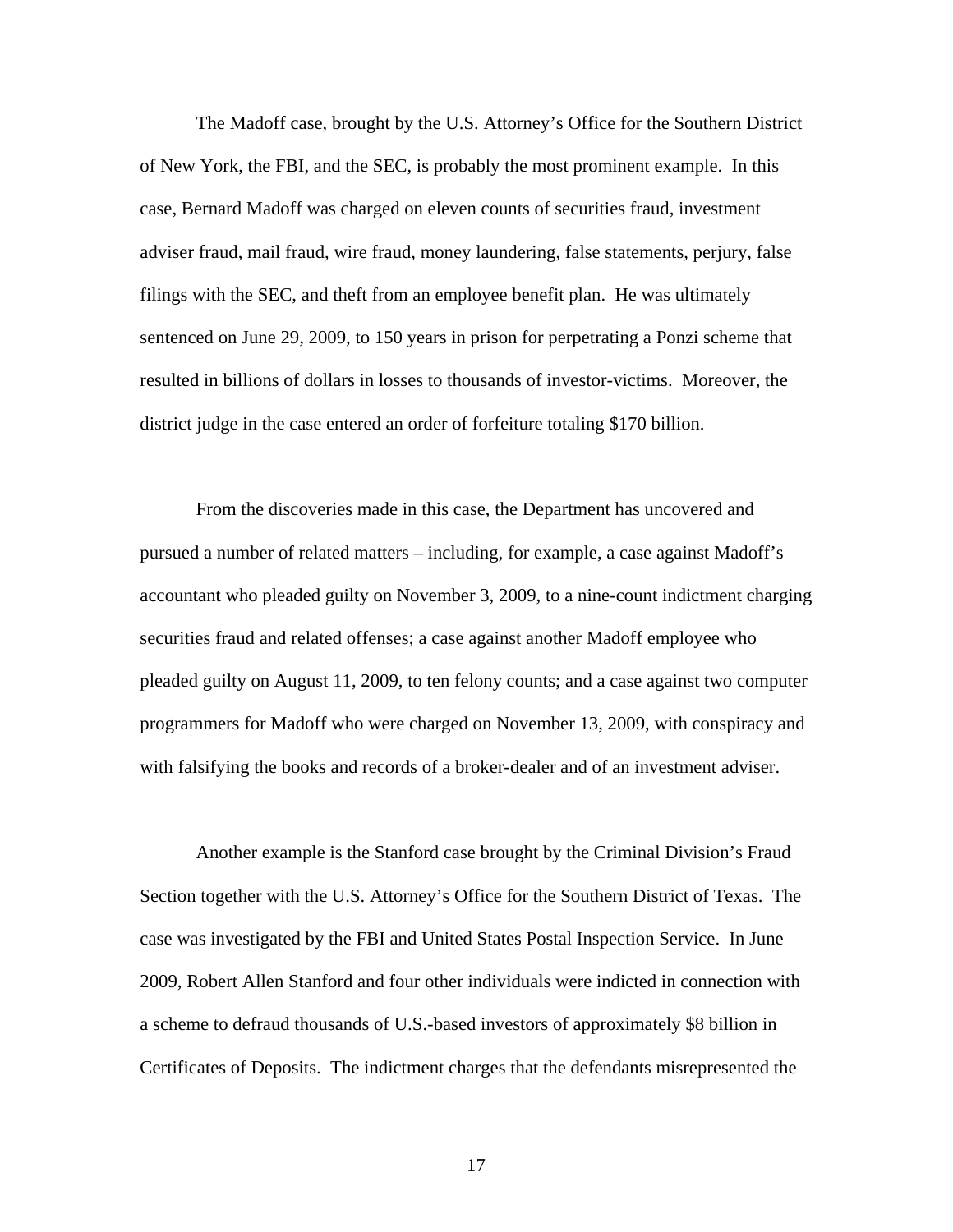The Madoff case, brought by the U.S. Attorney's Office for the Southern District of New York, the FBI, and the SEC, is probably the most prominent example. In this case, Bernard Madoff was charged on eleven counts of securities fraud, investment adviser fraud, mail fraud, wire fraud, money laundering, false statements, perjury, false filings with the SEC, and theft from an employee benefit plan. He was ultimately sentenced on June 29, 2009, to 150 years in prison for perpetrating a Ponzi scheme that resulted in billions of dollars in losses to thousands of investor-victims. Moreover, the district judge in the case entered an order of forfeiture totaling $170 billion.

From the discoveries made in this case, the Department has uncovered and pursued a number of related matters – including, for example, a case against Madoff's accountant who pleaded guilty on November 3, 2009, to a nine-count indictment charging securities fraud and related offenses; a case against another Madoff employee who pleaded guilty on August 11, 2009, to ten felony counts; and a case against two computer programmers for Madoff who were charged on November 13, 2009, with conspiracy and with falsifying the books and records of a broker-dealer and of an investment adviser.

Another example is the Stanford case brought by the Criminal Division's Fraud Section together with the U.S. Attorney's Office for the Southern District of Texas. The case was investigated by the FBI and United States Postal Inspection Service. In June 2009, Robert Allen Stanford and four other individuals were indicted in connection with a scheme to defraud thousands of U.S.-based investors of approximately $8 billion in Certificates of Deposits. The indictment charges that the defendants misrepresented the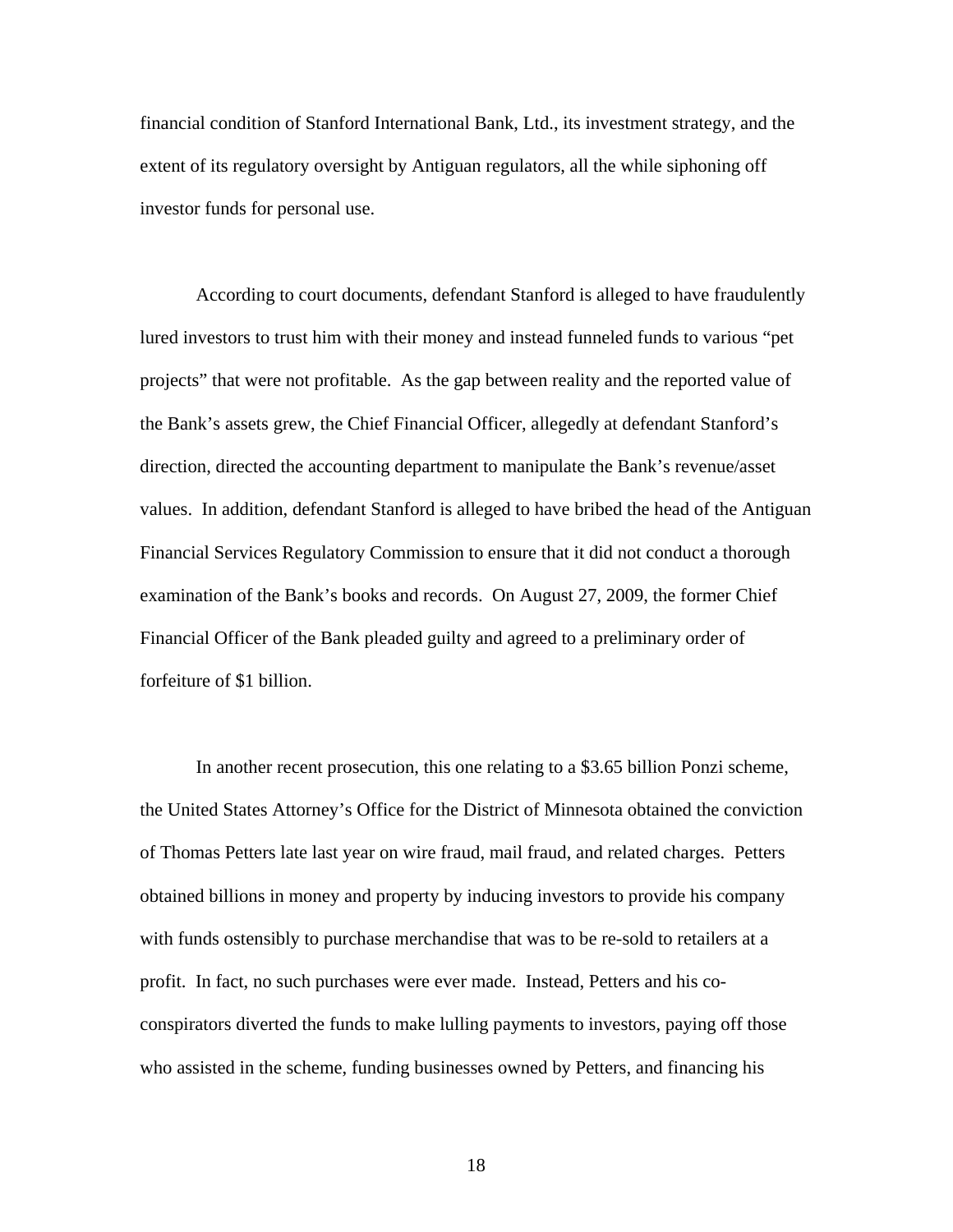financial condition of Stanford International Bank, Ltd., its investment strategy, and the extent of its regulatory oversight by Antiguan regulators, all the while siphoning off investor funds for personal use.

According to court documents, defendant Stanford is alleged to have fraudulently lured investors to trust him with their money and instead funneled funds to various "pet projects" that were not profitable. As the gap between reality and the reported value of the Bank's assets grew, the Chief Financial Officer, allegedly at defendant Stanford's direction, directed the accounting department to manipulate the Bank's revenue/asset values. In addition, defendant Stanford is alleged to have bribed the head of the Antiguan Financial Services Regulatory Commission to ensure that it did not conduct a thorough examination of the Bank's books and records. On August 27, 2009, the former Chief Financial Officer of the Bank pleaded guilty and agreed to a preliminary order of forfeiture of $1 billion.

In another recent prosecution, this one relating to a $3.65 billion Ponzi scheme, the United States Attorney's Office for the District of Minnesota obtained the conviction of Thomas Petters late last year on wire fraud, mail fraud, and related charges. Petters obtained billions in money and property by inducing investors to provide his company with funds ostensibly to purchase merchandise that was to be re-sold to retailers at a profit. In fact, no such purchases were ever made. Instead, Petters and his co-conspirators diverted the funds to make lulling payments to investors, paying off those who assisted in the scheme, funding businesses owned by Petters, and financing his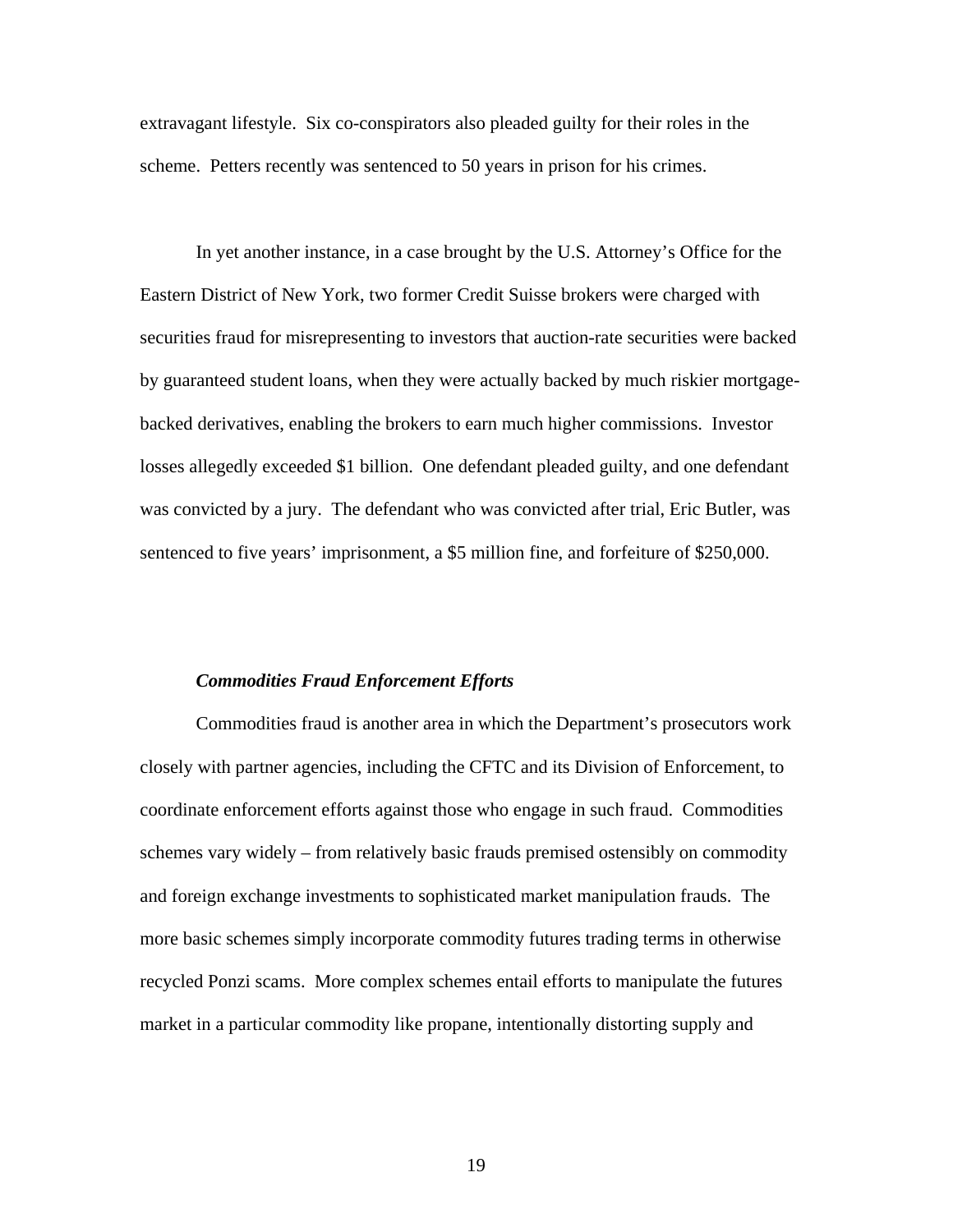extravagant lifestyle. Six co-conspirators also pleaded guilty for their roles in the scheme. Petters recently was sentenced to 50 years in prison for his crimes.

In yet another instance, in a case brought by the U.S. Attorney's Office for the Eastern District of New York, two former Credit Suisse brokers were charged with securities fraud for misrepresenting to investors that auction-rate securities were backed by guaranteed student loans, when they were actually backed by much riskier mortgage-backed derivatives, enabling the brokers to earn much higher commissions. Investor losses allegedly exceeded $1 billion. One defendant pleaded guilty, and one defendant was convicted by a jury. The defendant who was convicted after trial, Eric Butler, was sentenced to five years' imprisonment, a $5 million fine, and forfeiture of $250,000.

***Commodities Fraud Enforcement Efforts***

Commodities fraud is another area in which the Department's prosecutors work closely with partner agencies, including the CFTC and its Division of Enforcement, to coordinate enforcement efforts against those who engage in such fraud. Commodities schemes vary widely – from relatively basic frauds premised ostensibly on commodity and foreign exchange investments to sophisticated market manipulation frauds. The more basic schemes simply incorporate commodity futures trading terms in otherwise recycled Ponzi scams. More complex schemes entail efforts to manipulate the futures market in a particular commodity like propane, intentionally distorting supply and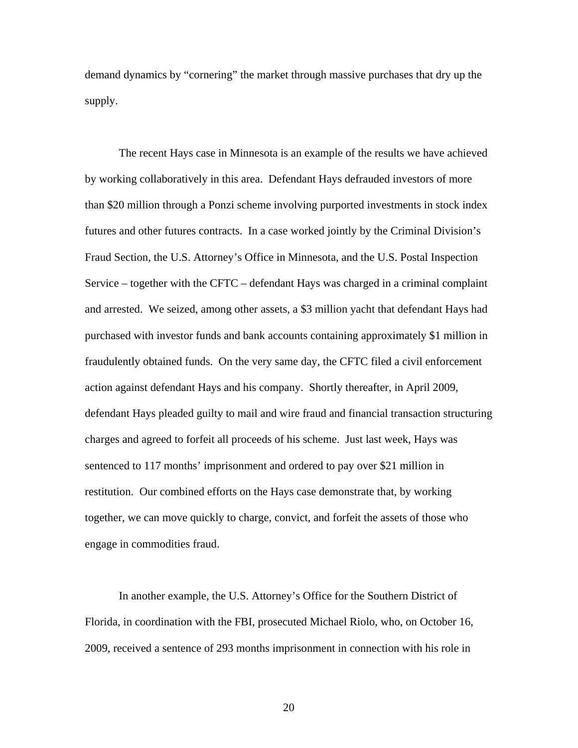demand dynamics by "cornering" the market through massive purchases that dry up the supply.

The recent Hays case in Minnesota is an example of the results we have achieved by working collaboratively in this area. Defendant Hays defrauded investors of more than $20 million through a Ponzi scheme involving purported investments in stock index futures and other futures contracts. In a case worked jointly by the Criminal Division's Fraud Section, the U.S. Attorney's Office in Minnesota, and the U.S. Postal Inspection Service – together with the CFTC – defendant Hays was charged in a criminal complaint and arrested. We seized, among other assets, a $3 million yacht that defendant Hays had purchased with investor funds and bank accounts containing approximately $1 million in fraudulently obtained funds. On the very same day, the CFTC filed a civil enforcement action against defendant Hays and his company. Shortly thereafter, in April 2009, defendant Hays pleaded guilty to mail and wire fraud and financial transaction structuring charges and agreed to forfeit all proceeds of his scheme. Just last week, Hays was sentenced to 117 months' imprisonment and ordered to pay over $21 million in restitution. Our combined efforts on the Hays case demonstrate that, by working together, we can move quickly to charge, convict, and forfeit the assets of those who engage in commodities fraud.

In another example, the U.S. Attorney's Office for the Southern District of Florida, in coordination with the FBI, prosecuted Michael Riolo, who, on October 16, 2009, received a sentence of 293 months imprisonment in connection with his role in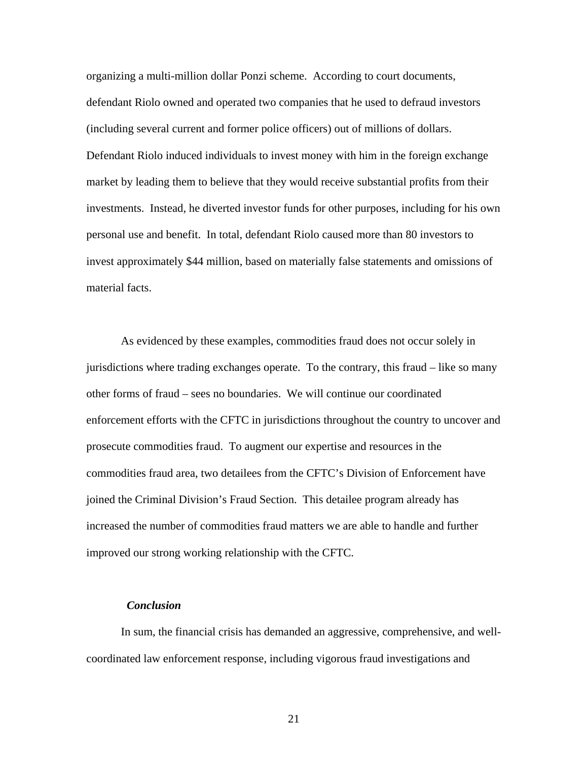organizing a multi-million dollar Ponzi scheme. According to court documents, defendant Riolo owned and operated two companies that he used to defraud investors (including several current and former police officers) out of millions of dollars. Defendant Riolo induced individuals to invest money with him in the foreign exchange market by leading them to believe that they would receive substantial profits from their investments. Instead, he diverted investor funds for other purposes, including for his own personal use and benefit. In total, defendant Riolo caused more than 80 investors to invest approximately $44 million, based on materially false statements and omissions of material facts.

As evidenced by these examples, commodities fraud does not occur solely in jurisdictions where trading exchanges operate. To the contrary, this fraud – like so many other forms of fraud – sees no boundaries. We will continue our coordinated enforcement efforts with the CFTC in jurisdictions throughout the country to uncover and prosecute commodities fraud. To augment our expertise and resources in the commodities fraud area, two detailees from the CFTC's Division of Enforcement have joined the Criminal Division's Fraud Section. This detailee program already has increased the number of commodities fraud matters we are able to handle and further improved our strong working relationship with the CFTC.

***Conclusion***

In sum, the financial crisis has demanded an aggressive, comprehensive, and well-coordinated law enforcement response, including vigorous fraud investigations and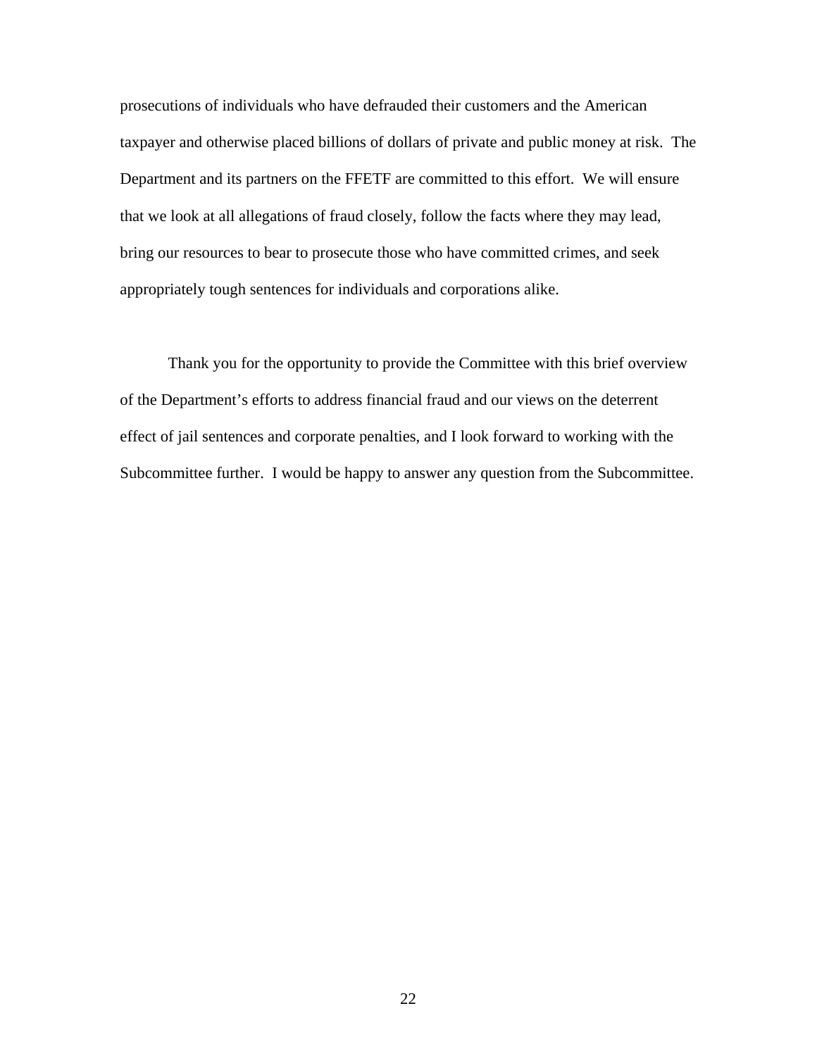prosecutions of individuals who have defrauded their customers and the American taxpayer and otherwise placed billions of dollars of private and public money at risk. The Department and its partners on the FFETF are committed to this effort. We will ensure that we look at all allegations of fraud closely, follow the facts where they may lead, bring our resources to bear to prosecute those who have committed crimes, and seek appropriately tough sentences for individuals and corporations alike.

Thank you for the opportunity to provide the Committee with this brief overview of the Department's efforts to address financial fraud and our views on the deterrent effect of jail sentences and corporate penalties, and I look forward to working with the Subcommittee further. I would be happy to answer any question from the Subcommittee.